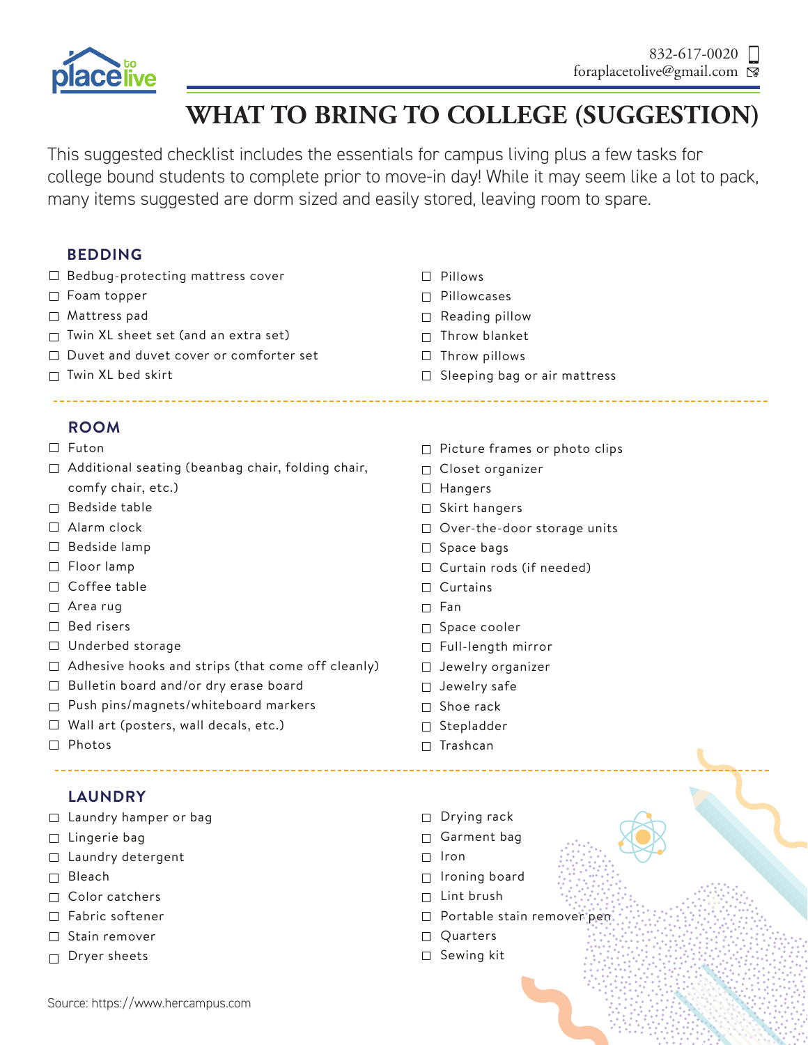placetolive

832-617-0020
foraplacetolive@gmail.com

# WHAT TO BRING TO COLLEGE (SUGGESTION)

This suggested checklist includes the essentials for campus living plus a few tasks for college bound students to complete prior to move-in day! While it may seem like a lot to pack, many items suggested are dorm sized and easily stored, leaving room to spare.

## BEDDING

- ☐ Bedbug-protecting mattress cover
- ☐ Foam topper
- ☐ Mattress pad
- ☐ Twin XL sheet set (and an extra set)
- ☐ Duvet and duvet cover or comforter set
- ☐ Twin XL bed skirt
- ☐ Pillows
- ☐ Pillowcases
- ☐ Reading pillow
- ☐ Throw blanket
- ☐ Throw pillows
- ☐ Sleeping bag or air mattress

## ROOM

- ☐ Futon
- ☐ Additional seating (beanbag chair, folding chair, comfy chair, etc.)
- ☐ Bedside table
- ☐ Alarm clock
- ☐ Bedside lamp
- ☐ Floor lamp
- ☐ Coffee table
- ☐ Area rug
- ☐ Bed risers
- ☐ Underbed storage
- ☐ Adhesive hooks and strips (that come off cleanly)
- ☐ Bulletin board and/or dry erase board
- ☐ Push pins/magnets/whiteboard markers
- ☐ Wall art (posters, wall decals, etc.)
- ☐ Photos
- ☐ Picture frames or photo clips
- ☐ Closet organizer
- ☐ Hangers
- ☐ Skirt hangers
- ☐ Over-the-door storage units
- ☐ Space bags
- ☐ Curtain rods (if needed)
- ☐ Curtains
- ☐ Fan
- ☐ Space cooler
- ☐ Full-length mirror
- ☐ Jewelry organizer
- ☐ Jewelry safe
- ☐ Shoe rack
- ☐ Stepladder
- ☐ Trashcan

## LAUNDRY

- ☐ Laundry hamper or bag
- ☐ Lingerie bag
- ☐ Laundry detergent
- ☐ Bleach
- ☐ Color catchers
- ☐ Fabric softener
- ☐ Stain remover
- ☐ Dryer sheets
- ☐ Drying rack
- ☐ Garment bag
- ☐ Iron
- ☐ Ironing board
- ☐ Lint brush
- ☐ Portable stain remover pen
- ☐ Quarters
- ☐ Sewing kit

Source: https://www.hercampus.com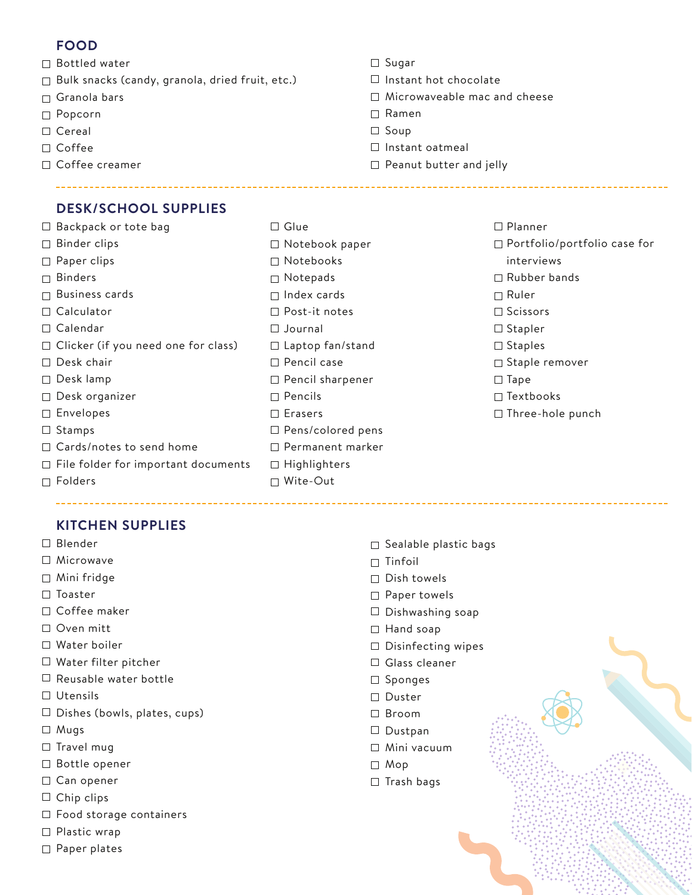## FOOD

- ☐ Bottled water
- ☐ Bulk snacks (candy, granola, dried fruit, etc.)
- ☐ Granola bars
- ☐ Popcorn
- ☐ Cereal
- ☐ Coffee
- ☐ Coffee creamer
- ☐ Sugar
- ☐ Instant hot chocolate
- ☐ Microwaveable mac and cheese
- ☐ Ramen
- ☐ Soup
- ☐ Instant oatmeal
- ☐ Peanut butter and jelly

## DESK/SCHOOL SUPPLIES

- ☐ Backpack or tote bag
- ☐ Binder clips
- ☐ Paper clips
- ☐ Binders
- ☐ Business cards
- ☐ Calculator
- ☐ Calendar
- ☐ Clicker (if you need one for class)
- ☐ Desk chair
- ☐ Desk lamp
- ☐ Desk organizer
- ☐ Envelopes
- ☐ Stamps
- ☐ Cards/notes to send home
- ☐ File folder for important documents
- ☐ Folders
- ☐ Glue
- ☐ Notebook paper
- ☐ Notebooks
- ☐ Notepads
- ☐ Index cards
- ☐ Post-it notes
- ☐ Journal
- ☐ Laptop fan/stand
- ☐ Pencil case
- ☐ Pencil sharpener
- ☐ Pencils
- ☐ Erasers
- ☐ Pens/colored pens
- ☐ Permanent marker
- ☐ Highlighters
- ☐ Wite-Out
- ☐ Planner
- ☐ Portfolio/portfolio case for interviews
- ☐ Rubber bands
- ☐ Ruler
- ☐ Scissors
- ☐ Stapler
- ☐ Staples
- ☐ Staple remover
- ☐ Tape
- ☐ Textbooks
- ☐ Three-hole punch

## KITCHEN SUPPLIES

- ☐ Blender
- ☐ Microwave
- ☐ Mini fridge
- ☐ Toaster
- ☐ Coffee maker
- ☐ Oven mitt
- ☐ Water boiler
- ☐ Water filter pitcher
- ☐ Reusable water bottle
- ☐ Utensils
- ☐ Dishes (bowls, plates, cups)
- ☐ Mugs
- ☐ Travel mug
- ☐ Bottle opener
- ☐ Can opener
- ☐ Chip clips
- ☐ Food storage containers
- ☐ Plastic wrap
- ☐ Paper plates
- ☐ Sealable plastic bags
- ☐ Tinfoil
- ☐ Dish towels
- ☐ Paper towels
- ☐ Dishwashing soap
- ☐ Hand soap
- ☐ Disinfecting wipes
- ☐ Glass cleaner
- ☐ Sponges
- ☐ Duster
- ☐ Broom
- ☐ Dustpan
- ☐ Mini vacuum
- ☐ Mop
- ☐ Trash bags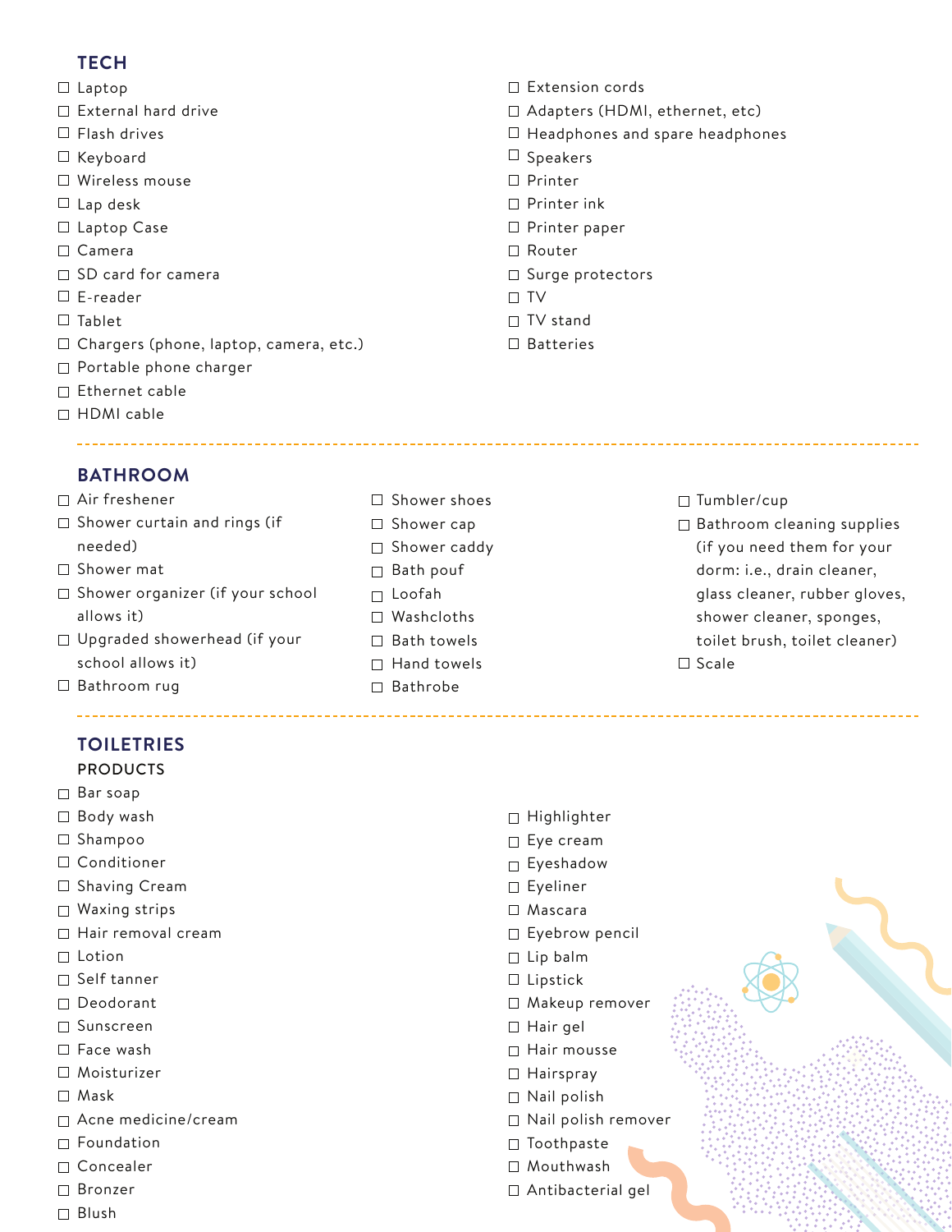## TECH

- ☐ Laptop
- ☐ External hard drive
- ☐ Flash drives
- ☐ Keyboard
- ☐ Wireless mouse
- ☐ Lap desk
- ☐ Laptop Case
- ☐ Camera
- ☐ SD card for camera
- ☐ E-reader
- ☐ Tablet
- ☐ Chargers (phone, laptop, camera, etc.)
- ☐ Portable phone charger
- ☐ Ethernet cable
- ☐ HDMI cable
- ☐ Extension cords
- ☐ Adapters (HDMI, ethernet, etc)
- ☐ Headphones and spare headphones
- ☐ Speakers
- ☐ Printer
- ☐ Printer ink
- ☐ Printer paper
- ☐ Router
- ☐ Surge protectors
- ☐ TV
- ☐ TV stand
- ☐ Batteries

## BATHROOM

- ☐ Air freshener
- ☐ Shower curtain and rings (if needed)
- ☐ Shower mat
- ☐ Shower organizer (if your school allows it)
- ☐ Upgraded showerhead (if your school allows it)
- ☐ Bathroom rug
- ☐ Shower shoes
- ☐ Shower cap
- ☐ Shower caddy
- ☐ Bath pouf
- ☐ Loofah
- ☐ Washcloths
- ☐ Bath towels
- ☐ Hand towels
- ☐ Bathrobe
- ☐ Tumbler/cup
- ☐ Bathroom cleaning supplies (if you need them for your dorm: i.e., drain cleaner, glass cleaner, rubber gloves, shower cleaner, sponges, toilet brush, toilet cleaner)
- ☐ Scale

## TOILETRIES

### PRODUCTS

- ☐ Bar soap
- ☐ Body wash
- ☐ Shampoo
- ☐ Conditioner
- ☐ Shaving Cream
- ☐ Waxing strips
- ☐ Hair removal cream
- ☐ Lotion
- ☐ Self tanner
- ☐ Deodorant
- ☐ Sunscreen
- ☐ Face wash
- ☐ Moisturizer
- ☐ Mask
- ☐ Acne medicine/cream
- ☐ Foundation
- ☐ Concealer
- ☐ Bronzer
- ☐ Blush
- ☐ Highlighter
- ☐ Eye cream
- ☐ Eyeshadow
- ☐ Eyeliner
- ☐ Mascara
- ☐ Eyebrow pencil
- ☐ Lip balm
- ☐ Lipstick
- ☐ Makeup remover
- ☐ Hair gel
- ☐ Hair mousse
- ☐ Hairspray
- ☐ Nail polish
- ☐ Nail polish remover
- ☐ Toothpaste
- ☐ Mouthwash
- ☐ Antibacterial gel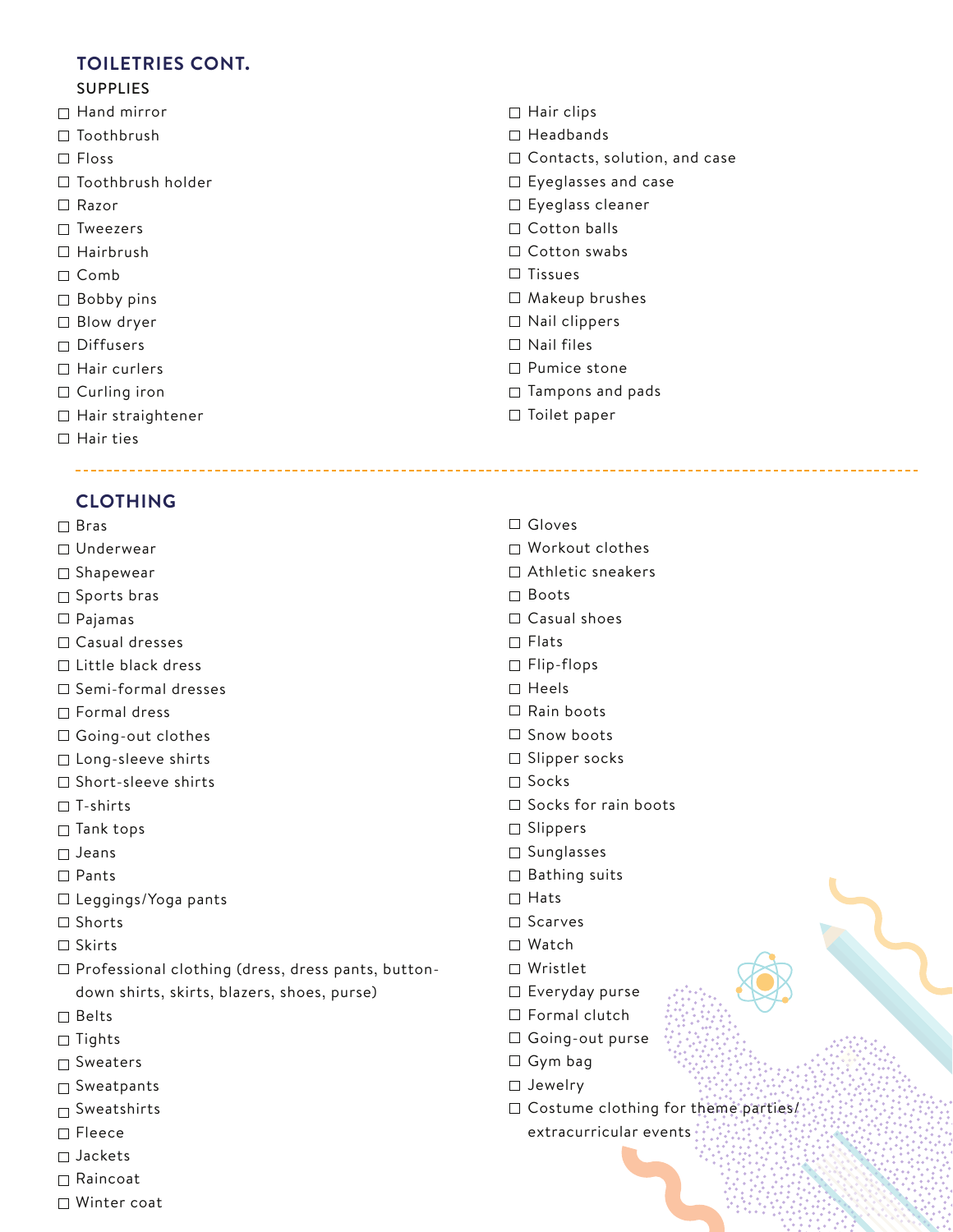## TOILETRIES CONT.

### SUPPLIES

- ☐ Hand mirror
- ☐ Toothbrush
- ☐ Floss
- ☐ Toothbrush holder
- ☐ Razor
- ☐ Tweezers
- ☐ Hairbrush
- ☐ Comb
- ☐ Bobby pins
- ☐ Blow dryer
- ☐ Diffusers
- ☐ Hair curlers
- ☐ Curling iron
- ☐ Hair straightener
- ☐ Hair ties
- ☐ Hair clips
- ☐ Headbands
- ☐ Contacts, solution, and case
- ☐ Eyeglasses and case
- ☐ Eyeglass cleaner
- ☐ Cotton balls
- ☐ Cotton swabs
- ☐ Tissues
- ☐ Makeup brushes
- ☐ Nail clippers
- ☐ Nail files
- ☐ Pumice stone
- ☐ Tampons and pads
- ☐ Toilet paper

## CLOTHING

- ☐ Bras
- ☐ Underwear
- ☐ Shapewear
- ☐ Sports bras
- ☐ Pajamas
- ☐ Casual dresses
- ☐ Little black dress
- ☐ Semi-formal dresses
- ☐ Formal dress
- ☐ Going-out clothes
- ☐ Long-sleeve shirts
- ☐ Short-sleeve shirts
- ☐ T-shirts
- ☐ Tank tops
- ☐ Jeans
- ☐ Pants
- ☐ Leggings/Yoga pants
- ☐ Shorts
- ☐ Skirts
- ☐ Professional clothing (dress, dress pants, button-down shirts, skirts, blazers, shoes, purse)
- ☐ Belts
- ☐ Tights
- ☐ Sweaters
- ☐ Sweatpants
- ☐ Sweatshirts
- ☐ Fleece
- ☐ Jackets
- ☐ Raincoat
- ☐ Winter coat
- ☐ Gloves
- ☐ Workout clothes
- ☐ Athletic sneakers
- ☐ Boots
- ☐ Casual shoes
- ☐ Flats
- ☐ Flip-flops
- ☐ Heels
- ☐ Rain boots
- ☐ Snow boots
- ☐ Slipper socks
- ☐ Socks
- ☐ Socks for rain boots
- ☐ Slippers
- ☐ Sunglasses
- ☐ Bathing suits
- ☐ Hats
- ☐ Scarves
- ☐ Watch
- ☐ Wristlet
- ☐ Everyday purse
- ☐ Formal clutch
- ☐ Going-out purse
- ☐ Gym bag
- ☐ Jewelry
- ☐ Costume clothing for theme parties/extracurricular events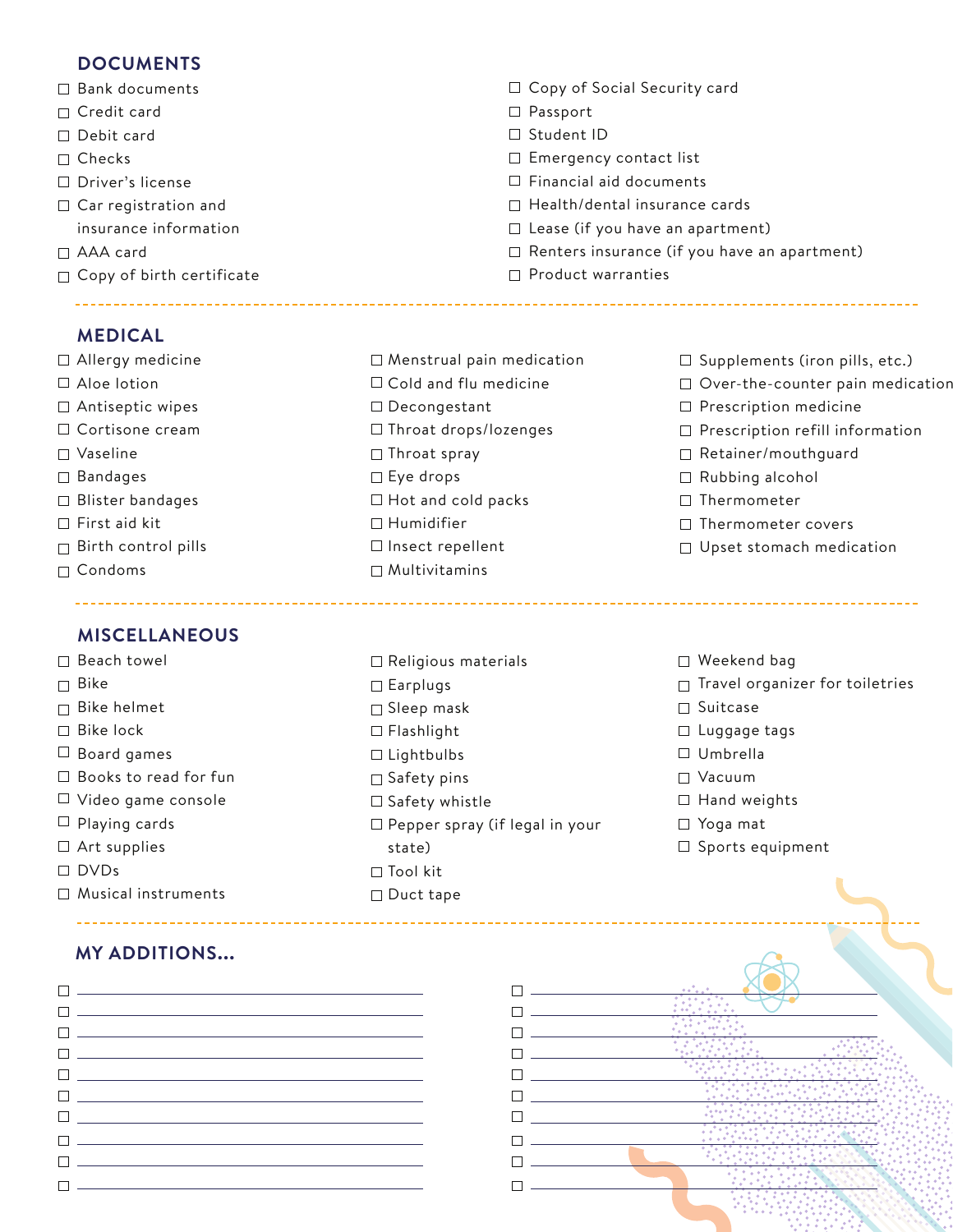## DOCUMENTS

- ☐ Bank documents
- ☐ Credit card
- ☐ Debit card
- ☐ Checks
- ☐ Driver's license
- ☐ Car registration and insurance information
- ☐ AAA card
- ☐ Copy of birth certificate
- ☐ Copy of Social Security card
- ☐ Passport
- ☐ Student ID
- ☐ Emergency contact list
- ☐ Financial aid documents
- ☐ Health/dental insurance cards
- ☐ Lease (if you have an apartment)
- ☐ Renters insurance (if you have an apartment)
- ☐ Product warranties

## MEDICAL

- ☐ Allergy medicine
- ☐ Aloe lotion
- ☐ Antiseptic wipes
- ☐ Cortisone cream
- ☐ Vaseline
- ☐ Bandages
- ☐ Blister bandages
- ☐ First aid kit
- ☐ Birth control pills
- ☐ Condoms
- ☐ Menstrual pain medication
- ☐ Cold and flu medicine
- ☐ Decongestant
- ☐ Throat drops/lozenges
- ☐ Throat spray
- ☐ Eye drops
- ☐ Hot and cold packs
- ☐ Humidifier
- ☐ Insect repellent
- ☐ Multivitamins
- ☐ Supplements (iron pills, etc.)
- ☐ Over-the-counter pain medication
- ☐ Prescription medicine
- ☐ Prescription refill information
- ☐ Retainer/mouthguard
- ☐ Rubbing alcohol
- ☐ Thermometer
- ☐ Thermometer covers
- ☐ Upset stomach medication

## MISCELLANEOUS

- ☐ Beach towel
- ☐ Bike
- ☐ Bike helmet
- ☐ Bike lock
- ☐ Board games
- ☐ Books to read for fun
- ☐ Video game console
- ☐ Playing cards
- ☐ Art supplies
- ☐ DVDs
- ☐ Musical instruments
- ☐ Religious materials
- ☐ Earplugs
- ☐ Sleep mask
- ☐ Flashlight
- ☐ Lightbulbs
- ☐ Safety pins
- ☐ Safety whistle
- ☐ Pepper spray (if legal in your state)
- ☐ Tool kit
- ☐ Duct tape
- ☐ Weekend bag
- ☐ Travel organizer for toiletries
- ☐ Suitcase
- ☐ Luggage tags
- ☐ Umbrella
- ☐ Vacuum
- ☐ Hand weights
- ☐ Yoga mat
- ☐ Sports equipment

## MY ADDITIONS...

- ☐ ______________________
- ☐ ______________________
- ☐ ______________________
- ☐ ______________________
- ☐ ______________________
- ☐ ______________________
- ☐ ______________________
- ☐ ______________________
- ☐ ______________________
- ☐ ______________________
- ☐ ______________________
- ☐ ______________________
- ☐ ______________________
- ☐ ______________________
- ☐ ______________________
- ☐ ______________________
- ☐ ______________________
- ☐ ______________________
- ☐ ______________________
- ☐ ______________________